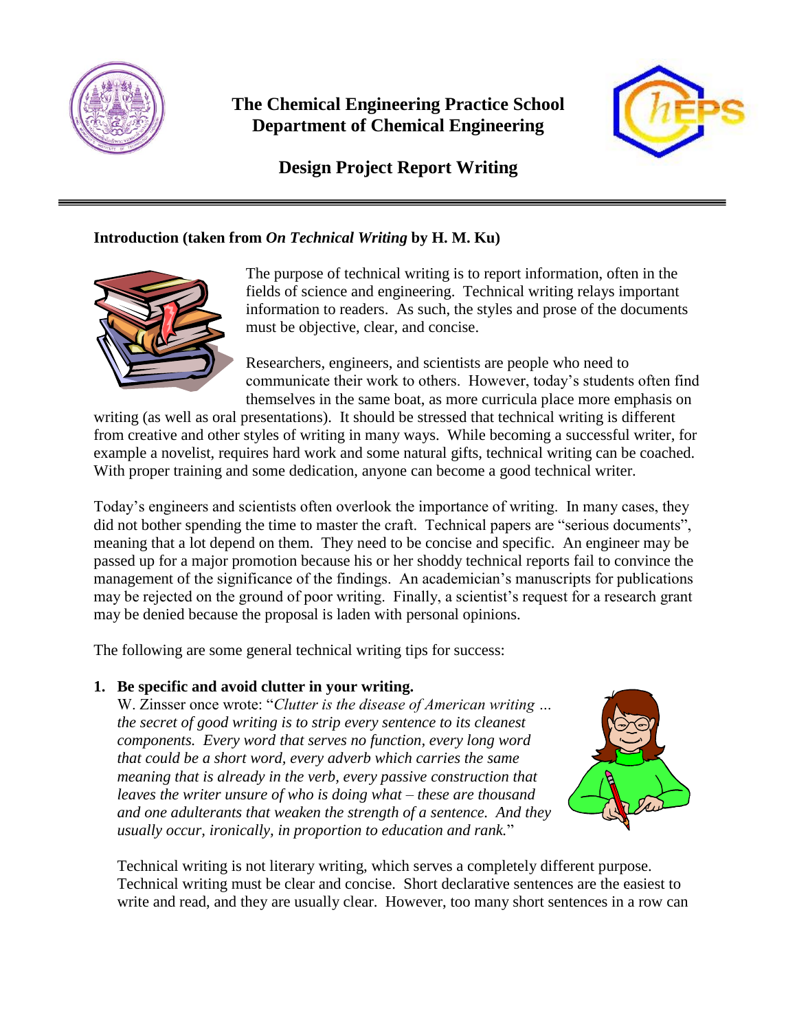# The Chemical Engineering Practice School
# Department of Chemical Engineering

## Design Project Report Writing

### Introduction (taken from *On Technical Writing* by H. M. Ku)

The purpose of technical writing is to report information, often in the fields of science and engineering. Technical writing relays important information to readers. As such, the styles and prose of the documents must be objective, clear, and concise.

Researchers, engineers, and scientists are people who need to communicate their work to others. However, today's students often find themselves in the same boat, as more curricula place more emphasis on writing (as well as oral presentations). It should be stressed that technical writing is different from creative and other styles of writing in many ways. While becoming a successful writer, for example a novelist, requires hard work and some natural gifts, technical writing can be coached. With proper training and some dedication, anyone can become a good technical writer.

Today's engineers and scientists often overlook the importance of writing. In many cases, they did not bother spending the time to master the craft. Technical papers are "serious documents", meaning that a lot depend on them. They need to be concise and specific. An engineer may be passed up for a major promotion because his or her shoddy technical reports fail to convince the management of the significance of the findings. An academician's manuscripts for publications may be rejected on the ground of poor writing. Finally, a scientist's request for a research grant may be denied because the proposal is laden with personal opinions.

The following are some general technical writing tips for success:

1. **Be specific and avoid clutter in your writing.**
   W. Zinsser once wrote: "*Clutter is the disease of American writing … the secret of good writing is to strip every sentence to its cleanest components. Every word that serves no function, every long word that could be a short word, every adverb which carries the same meaning that is already in the verb, every passive construction that leaves the writer unsure of who is doing what – these are thousand and one adulterants that weaken the strength of a sentence. And they usually occur, ironically, in proportion to education and rank.*"

   Technical writing is not literary writing, which serves a completely different purpose. Technical writing must be clear and concise. Short declarative sentences are the easiest to write and read, and they are usually clear. However, too many short sentences in a row can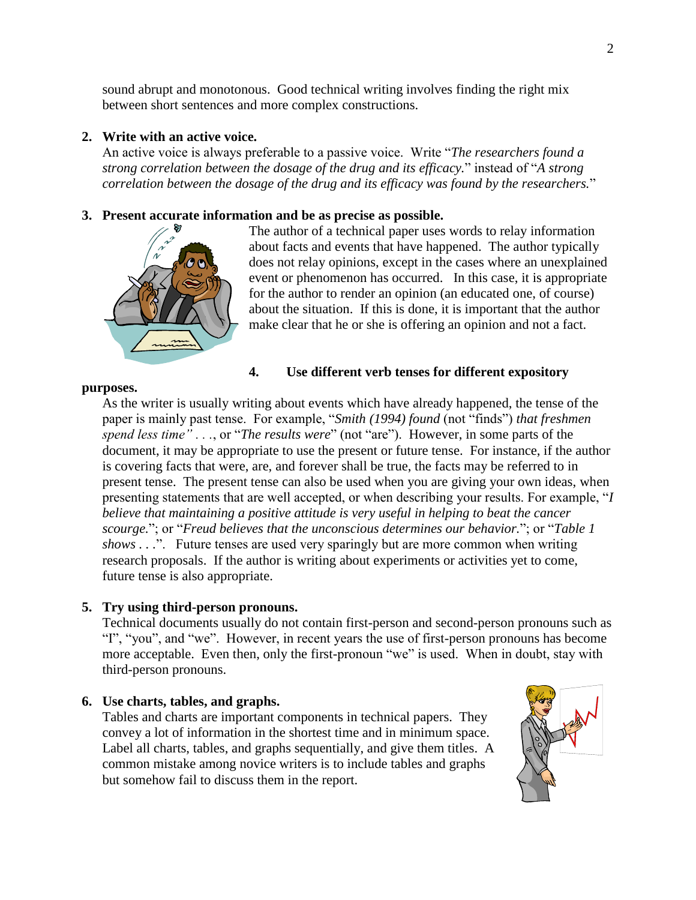sound abrupt and monotonous. Good technical writing involves finding the right mix between short sentences and more complex constructions.

2. **Write with an active voice.**
   An active voice is always preferable to a passive voice. Write "*The researchers found a strong correlation between the dosage of the drug and its efficacy.*" instead of "*A strong correlation between the dosage of the drug and its efficacy was found by the researchers.*"

3. **Present accurate information and be as precise as possible.**
   The author of a technical paper uses words to relay information about facts and events that have happened. The author typically does not relay opinions, except in the cases where an unexplained event or phenomenon has occurred. In this case, it is appropriate for the author to render an opinion (an educated one, of course) about the situation. If this is done, it is important that the author make clear that he or she is offering an opinion and not a fact.

4. **Use different verb tenses for different expository purposes.**
   As the writer is usually writing about events which have already happened, the tense of the paper is mainly past tense. For example, "*Smith (1994) found* (not "finds") *that freshmen spend less time" . . .*, or "*The results were*" (not "are"). However, in some parts of the document, it may be appropriate to use the present or future tense. For instance, if the author is covering facts that were, are, and forever shall be true, the facts may be referred to in present tense. The present tense can also be used when you are giving your own ideas, when presenting statements that are well accepted, or when describing your results. For example, "*I believe that maintaining a positive attitude is very useful in helping to beat the cancer scourge.*"; or "*Freud believes that the unconscious determines our behavior.*"; or "*Table 1 shows . . .*". Future tenses are used very sparingly but are more common when writing research proposals. If the author is writing about experiments or activities yet to come, future tense is also appropriate.

5. **Try using third-person pronouns.**
   Technical documents usually do not contain first-person and second-person pronouns such as "I", "you", and "we". However, in recent years the use of first-person pronouns has become more acceptable. Even then, only the first-pronoun "we" is used. When in doubt, stay with third-person pronouns.

6. **Use charts, tables, and graphs.**
   Tables and charts are important components in technical papers. They convey a lot of information in the shortest time and in minimum space. Label all charts, tables, and graphs sequentially, and give them titles. A common mistake among novice writers is to include tables and graphs but somehow fail to discuss them in the report.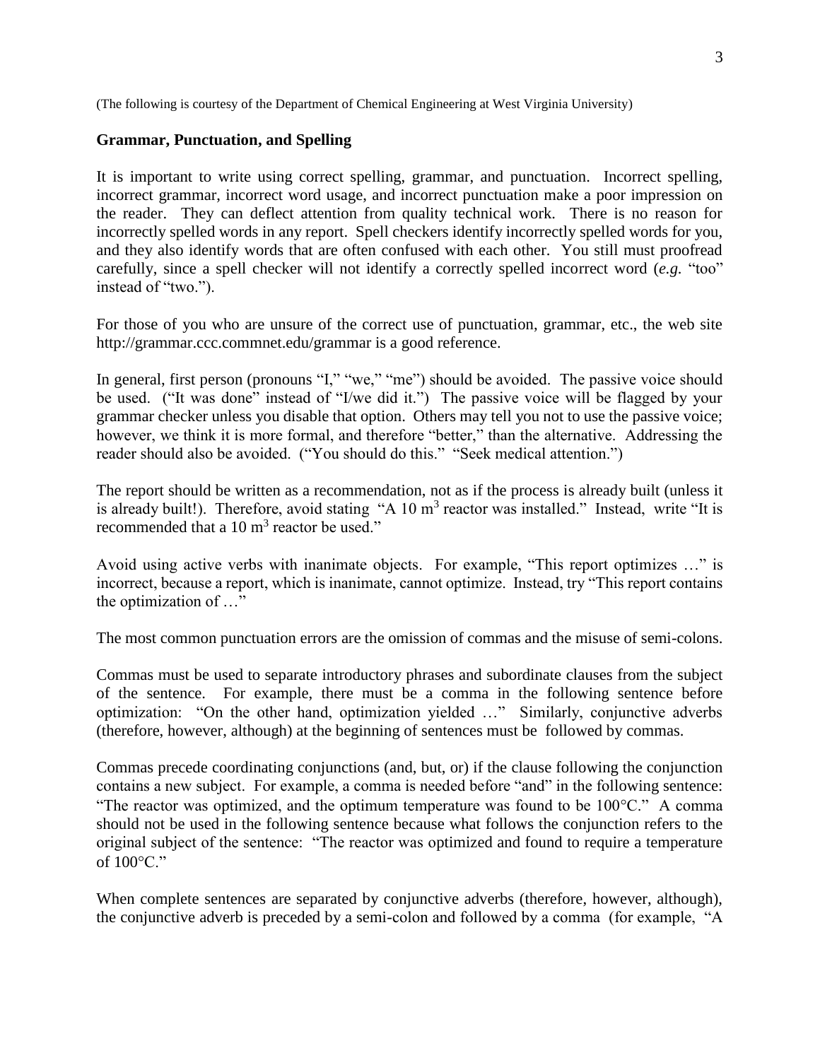(The following is courtesy of the Department of Chemical Engineering at West Virginia University)

**Grammar, Punctuation, and Spelling**

It is important to write using correct spelling, grammar, and punctuation. Incorrect spelling, incorrect grammar, incorrect word usage, and incorrect punctuation make a poor impression on the reader. They can deflect attention from quality technical work. There is no reason for incorrectly spelled words in any report. Spell checkers identify incorrectly spelled words for you, and they also identify words that are often confused with each other. You still must proofread carefully, since a spell checker will not identify a correctly spelled incorrect word (*e.g.* "too" instead of "two.").

For those of you who are unsure of the correct use of punctuation, grammar, etc., the web site http://grammar.ccc.commnet.edu/grammar is a good reference.

In general, first person (pronouns "I," "we," "me") should be avoided. The passive voice should be used. ("It was done" instead of "I/we did it.") The passive voice will be flagged by your grammar checker unless you disable that option. Others may tell you not to use the passive voice; however, we think it is more formal, and therefore "better," than the alternative. Addressing the reader should also be avoided. ("You should do this." "Seek medical attention.")

The report should be written as a recommendation, not as if the process is already built (unless it is already built!). Therefore, avoid stating "A 10 $m^3$ reactor was installed." Instead, write "It is recommended that a 10 $m^3$ reactor be used."

Avoid using active verbs with inanimate objects. For example, "This report optimizes …" is incorrect, because a report, which is inanimate, cannot optimize. Instead, try "This report contains the optimization of …"

The most common punctuation errors are the omission of commas and the misuse of semi-colons.

Commas must be used to separate introductory phrases and subordinate clauses from the subject of the sentence. For example, there must be a comma in the following sentence before optimization: "On the other hand, optimization yielded …" Similarly, conjunctive adverbs (therefore, however, although) at the beginning of sentences must be followed by commas.

Commas precede coordinating conjunctions (and, but, or) if the clause following the conjunction contains a new subject. For example, a comma is needed before "and" in the following sentence: "The reactor was optimized, and the optimum temperature was found to be 100°C." A comma should not be used in the following sentence because what follows the conjunction refers to the original subject of the sentence: "The reactor was optimized and found to require a temperature of 100°C."

When complete sentences are separated by conjunctive adverbs (therefore, however, although), the conjunctive adverb is preceded by a semi-colon and followed by a comma (for example, "A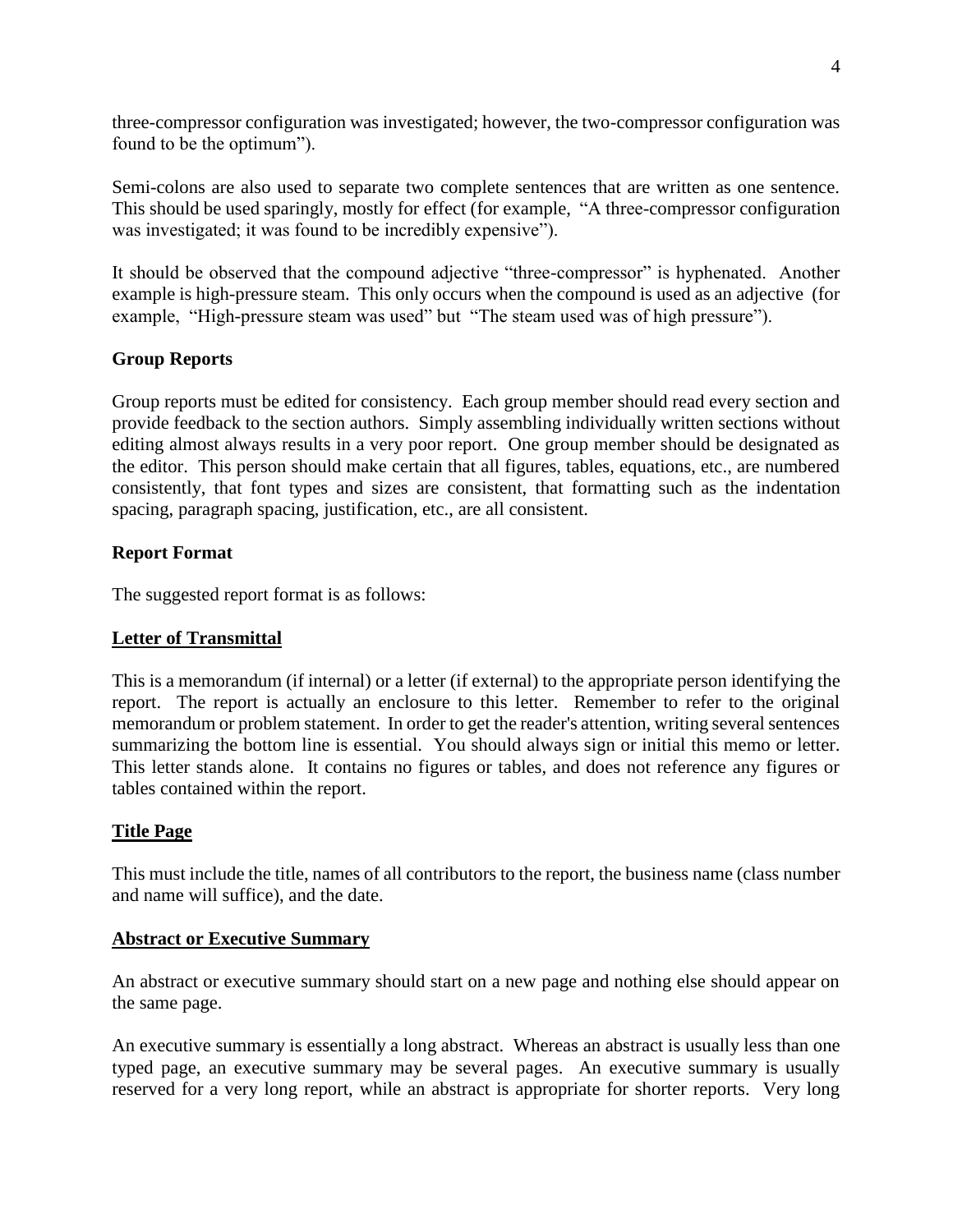three-compressor configuration was investigated; however, the two-compressor configuration was found to be the optimum").

Semi-colons are also used to separate two complete sentences that are written as one sentence. This should be used sparingly, mostly for effect (for example, "A three-compressor configuration was investigated; it was found to be incredibly expensive").

It should be observed that the compound adjective "three-compressor" is hyphenated. Another example is high-pressure steam. This only occurs when the compound is used as an adjective (for example, "High-pressure steam was used" but "The steam used was of high pressure").

**Group Reports**

Group reports must be edited for consistency. Each group member should read every section and provide feedback to the section authors. Simply assembling individually written sections without editing almost always results in a very poor report. One group member should be designated as the editor. This person should make certain that all figures, tables, equations, etc., are numbered consistently, that font types and sizes are consistent, that formatting such as the indentation spacing, paragraph spacing, justification, etc., are all consistent.

**Report Format**

The suggested report format is as follows:

**<u>Letter of Transmittal</u>**

This is a memorandum (if internal) or a letter (if external) to the appropriate person identifying the report. The report is actually an enclosure to this letter. Remember to refer to the original memorandum or problem statement. In order to get the reader's attention, writing several sentences summarizing the bottom line is essential. You should always sign or initial this memo or letter. This letter stands alone. It contains no figures or tables, and does not reference any figures or tables contained within the report.

**<u>Title Page</u>**

This must include the title, names of all contributors to the report, the business name (class number and name will suffice), and the date.

**<u>Abstract or Executive Summary</u>**

An abstract or executive summary should start on a new page and nothing else should appear on the same page.

An executive summary is essentially a long abstract. Whereas an abstract is usually less than one typed page, an executive summary may be several pages. An executive summary is usually reserved for a very long report, while an abstract is appropriate for shorter reports. Very long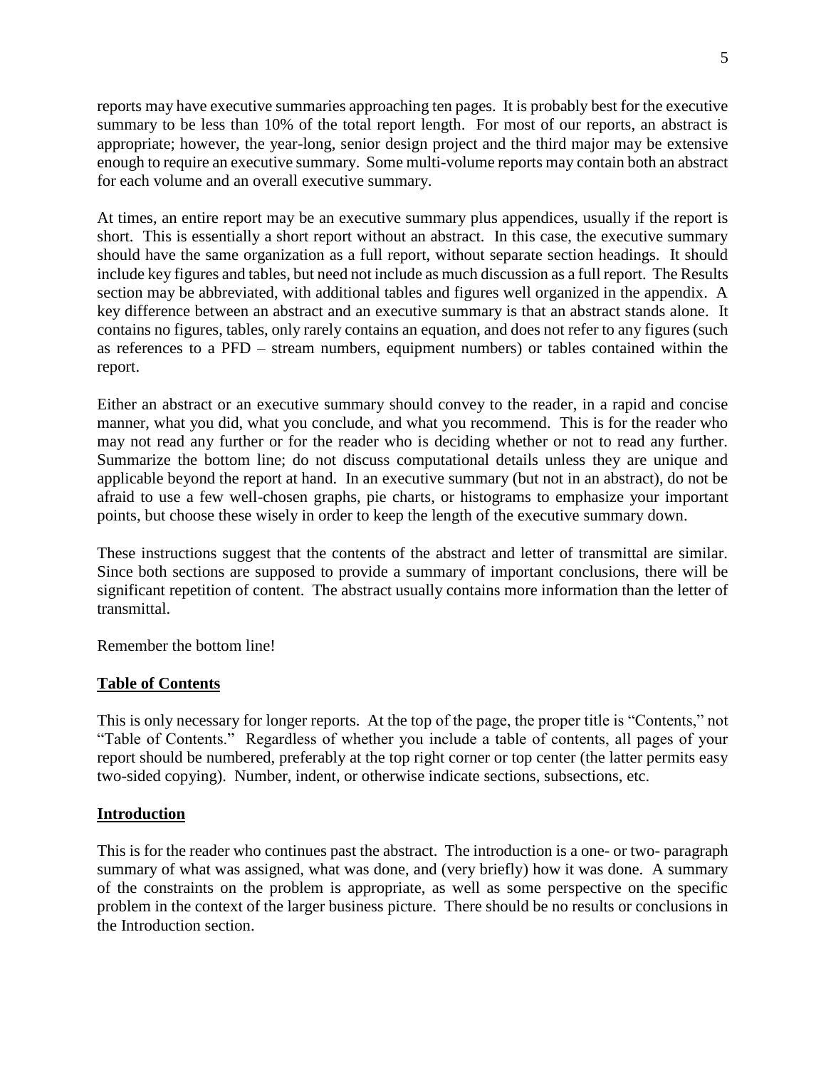reports may have executive summaries approaching ten pages. It is probably best for the executive summary to be less than 10% of the total report length. For most of our reports, an abstract is appropriate; however, the year-long, senior design project and the third major may be extensive enough to require an executive summary. Some multi-volume reports may contain both an abstract for each volume and an overall executive summary.

At times, an entire report may be an executive summary plus appendices, usually if the report is short. This is essentially a short report without an abstract. In this case, the executive summary should have the same organization as a full report, without separate section headings. It should include key figures and tables, but need not include as much discussion as a full report. The Results section may be abbreviated, with additional tables and figures well organized in the appendix. A key difference between an abstract and an executive summary is that an abstract stands alone. It contains no figures, tables, only rarely contains an equation, and does not refer to any figures (such as references to a PFD – stream numbers, equipment numbers) or tables contained within the report.

Either an abstract or an executive summary should convey to the reader, in a rapid and concise manner, what you did, what you conclude, and what you recommend. This is for the reader who may not read any further or for the reader who is deciding whether or not to read any further. Summarize the bottom line; do not discuss computational details unless they are unique and applicable beyond the report at hand. In an executive summary (but not in an abstract), do not be afraid to use a few well-chosen graphs, pie charts, or histograms to emphasize your important points, but choose these wisely in order to keep the length of the executive summary down.

These instructions suggest that the contents of the abstract and letter of transmittal are similar. Since both sections are supposed to provide a summary of important conclusions, there will be significant repetition of content. The abstract usually contains more information than the letter of transmittal.

Remember the bottom line!

## Table of Contents

This is only necessary for longer reports. At the top of the page, the proper title is "Contents," not "Table of Contents." Regardless of whether you include a table of contents, all pages of your report should be numbered, preferably at the top right corner or top center (the latter permits easy two-sided copying). Number, indent, or otherwise indicate sections, subsections, etc.

## Introduction

This is for the reader who continues past the abstract. The introduction is a one- or two- paragraph summary of what was assigned, what was done, and (very briefly) how it was done. A summary of the constraints on the problem is appropriate, as well as some perspective on the specific problem in the context of the larger business picture. There should be no results or conclusions in the Introduction section.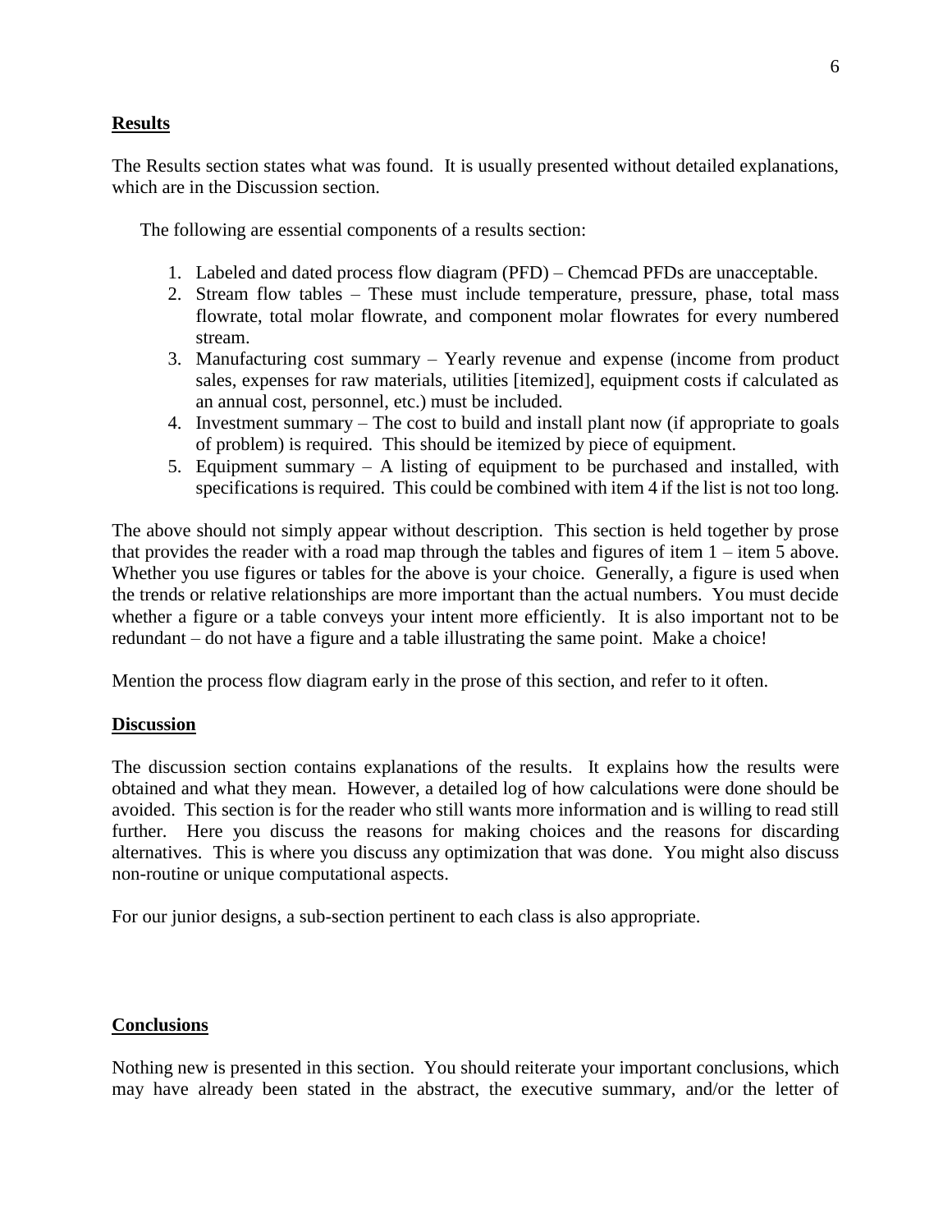## Results

The Results section states what was found. It is usually presented without detailed explanations, which are in the Discussion section.

The following are essential components of a results section:

1. Labeled and dated process flow diagram (PFD) – Chemcad PFDs are unacceptable.
2. Stream flow tables – These must include temperature, pressure, phase, total mass flowrate, total molar flowrate, and component molar flowrates for every numbered stream.
3. Manufacturing cost summary – Yearly revenue and expense (income from product sales, expenses for raw materials, utilities [itemized], equipment costs if calculated as an annual cost, personnel, etc.) must be included.
4. Investment summary – The cost to build and install plant now (if appropriate to goals of problem) is required. This should be itemized by piece of equipment.
5. Equipment summary – A listing of equipment to be purchased and installed, with specifications is required. This could be combined with item 4 if the list is not too long.

The above should not simply appear without description. This section is held together by prose that provides the reader with a road map through the tables and figures of item 1 – item 5 above. Whether you use figures or tables for the above is your choice. Generally, a figure is used when the trends or relative relationships are more important than the actual numbers. You must decide whether a figure or a table conveys your intent more efficiently. It is also important not to be redundant – do not have a figure and a table illustrating the same point. Make a choice!

Mention the process flow diagram early in the prose of this section, and refer to it often.

## Discussion

The discussion section contains explanations of the results. It explains how the results were obtained and what they mean. However, a detailed log of how calculations were done should be avoided. This section is for the reader who still wants more information and is willing to read still further. Here you discuss the reasons for making choices and the reasons for discarding alternatives. This is where you discuss any optimization that was done. You might also discuss non-routine or unique computational aspects.

For our junior designs, a sub-section pertinent to each class is also appropriate.

## Conclusions

Nothing new is presented in this section. You should reiterate your important conclusions, which may have already been stated in the abstract, the executive summary, and/or the letter of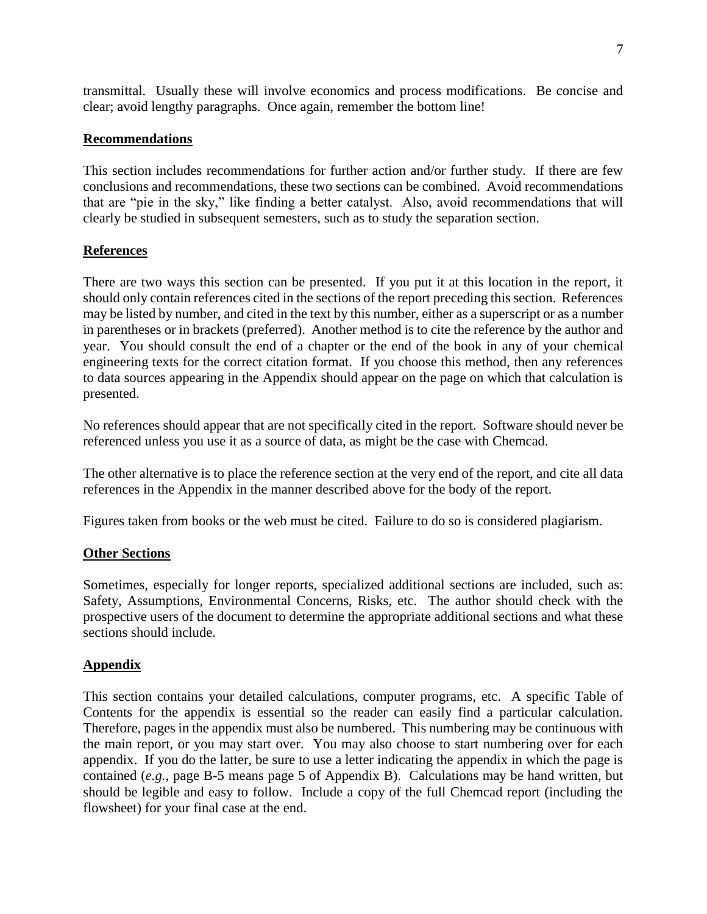transmittal. Usually these will involve economics and process modifications. Be concise and clear; avoid lengthy paragraphs. Once again, remember the bottom line!

## Recommendations

This section includes recommendations for further action and/or further study. If there are few conclusions and recommendations, these two sections can be combined. Avoid recommendations that are "pie in the sky," like finding a better catalyst. Also, avoid recommendations that will clearly be studied in subsequent semesters, such as to study the separation section.

## References

There are two ways this section can be presented. If you put it at this location in the report, it should only contain references cited in the sections of the report preceding this section. References may be listed by number, and cited in the text by this number, either as a superscript or as a number in parentheses or in brackets (preferred). Another method is to cite the reference by the author and year. You should consult the end of a chapter or the end of the book in any of your chemical engineering texts for the correct citation format. If you choose this method, then any references to data sources appearing in the Appendix should appear on the page on which that calculation is presented.

No references should appear that are not specifically cited in the report. Software should never be referenced unless you use it as a source of data, as might be the case with Chemcad.

The other alternative is to place the reference section at the very end of the report, and cite all data references in the Appendix in the manner described above for the body of the report.

Figures taken from books or the web must be cited. Failure to do so is considered plagiarism.

## Other Sections

Sometimes, especially for longer reports, specialized additional sections are included, such as: Safety, Assumptions, Environmental Concerns, Risks, etc. The author should check with the prospective users of the document to determine the appropriate additional sections and what these sections should include.

## Appendix

This section contains your detailed calculations, computer programs, etc. A specific Table of Contents for the appendix is essential so the reader can easily find a particular calculation. Therefore, pages in the appendix must also be numbered. This numbering may be continuous with the main report, or you may start over. You may also choose to start numbering over for each appendix. If you do the latter, be sure to use a letter indicating the appendix in which the page is contained (*e.g.*, page B-5 means page 5 of Appendix B). Calculations may be hand written, but should be legible and easy to follow. Include a copy of the full Chemcad report (including the flowsheet) for your final case at the end.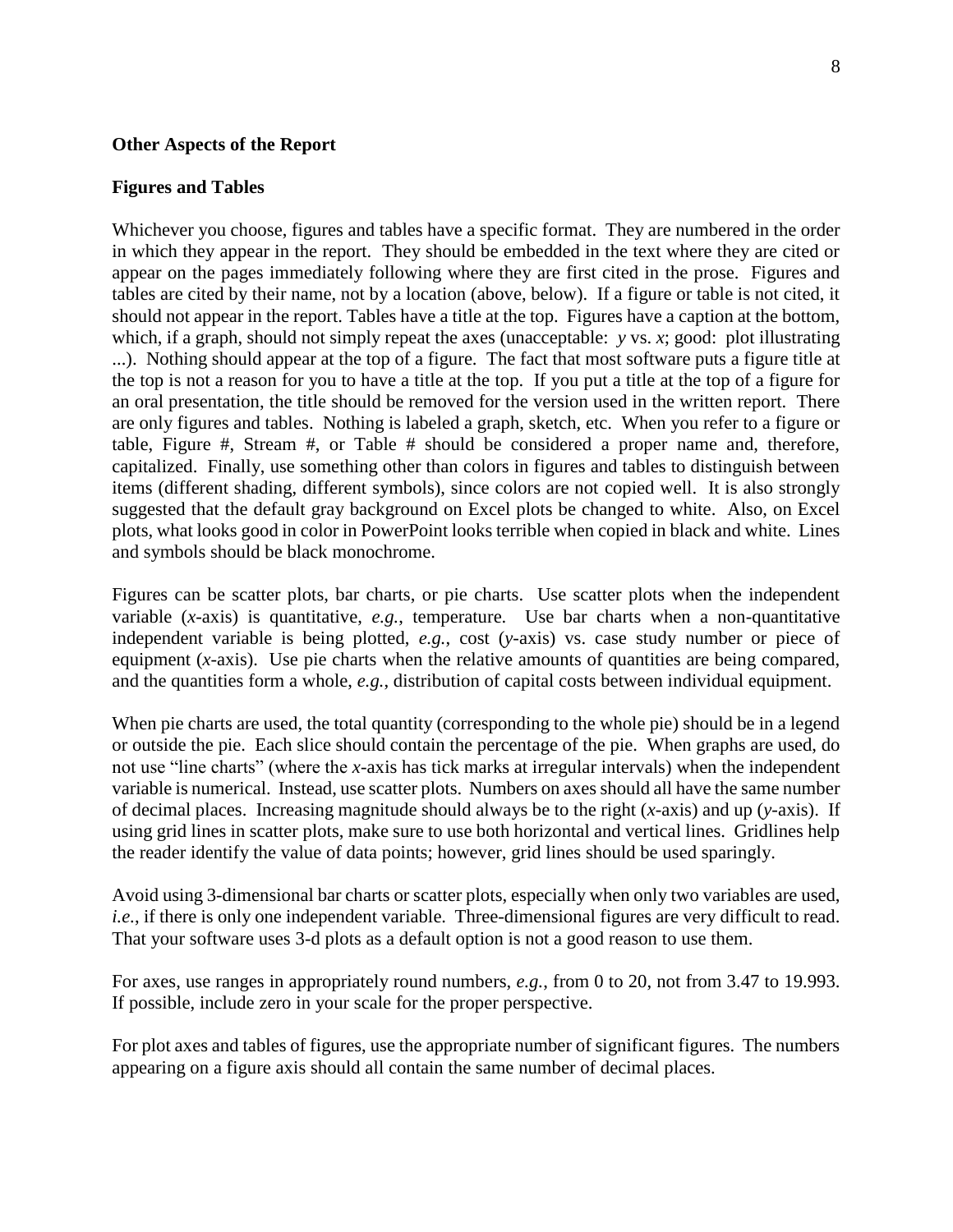**Other Aspects of the Report**

**Figures and Tables**

Whichever you choose, figures and tables have a specific format. They are numbered in the order in which they appear in the report. They should be embedded in the text where they are cited or appear on the pages immediately following where they are first cited in the prose. Figures and tables are cited by their name, not by a location (above, below). If a figure or table is not cited, it should not appear in the report. Tables have a title at the top. Figures have a caption at the bottom, which, if a graph, should not simply repeat the axes (unacceptable: *y* vs. *x*; good: plot illustrating ...). Nothing should appear at the top of a figure. The fact that most software puts a figure title at the top is not a reason for you to have a title at the top. If you put a title at the top of a figure for an oral presentation, the title should be removed for the version used in the written report. There are only figures and tables. Nothing is labeled a graph, sketch, etc. When you refer to a figure or table, Figure #, Stream #, or Table # should be considered a proper name and, therefore, capitalized. Finally, use something other than colors in figures and tables to distinguish between items (different shading, different symbols), since colors are not copied well. It is also strongly suggested that the default gray background on Excel plots be changed to white. Also, on Excel plots, what looks good in color in PowerPoint looks terrible when copied in black and white. Lines and symbols should be black monochrome.

Figures can be scatter plots, bar charts, or pie charts. Use scatter plots when the independent variable (*x*-axis) is quantitative, *e.g.*, temperature. Use bar charts when a non-quantitative independent variable is being plotted, *e.g.*, cost (*y*-axis) vs. case study number or piece of equipment (*x*-axis). Use pie charts when the relative amounts of quantities are being compared, and the quantities form a whole, *e.g.*, distribution of capital costs between individual equipment.

When pie charts are used, the total quantity (corresponding to the whole pie) should be in a legend or outside the pie. Each slice should contain the percentage of the pie. When graphs are used, do not use "line charts" (where the *x*-axis has tick marks at irregular intervals) when the independent variable is numerical. Instead, use scatter plots. Numbers on axes should all have the same number of decimal places. Increasing magnitude should always be to the right (*x*-axis) and up (*y*-axis). If using grid lines in scatter plots, make sure to use both horizontal and vertical lines. Gridlines help the reader identify the value of data points; however, grid lines should be used sparingly.

Avoid using 3-dimensional bar charts or scatter plots, especially when only two variables are used, *i.e.*, if there is only one independent variable. Three-dimensional figures are very difficult to read. That your software uses 3-d plots as a default option is not a good reason to use them.

For axes, use ranges in appropriately round numbers, *e.g.*, from 0 to 20, not from 3.47 to 19.993. If possible, include zero in your scale for the proper perspective.

For plot axes and tables of figures, use the appropriate number of significant figures. The numbers appearing on a figure axis should all contain the same number of decimal places.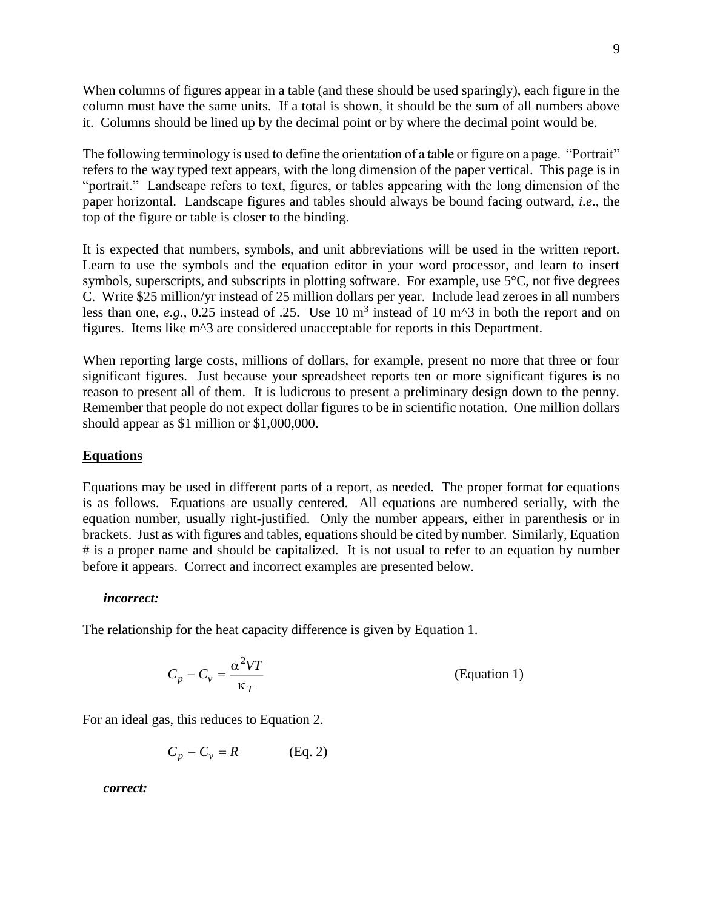When columns of figures appear in a table (and these should be used sparingly), each figure in the column must have the same units. If a total is shown, it should be the sum of all numbers above it. Columns should be lined up by the decimal point or by where the decimal point would be.

The following terminology is used to define the orientation of a table or figure on a page. "Portrait" refers to the way typed text appears, with the long dimension of the paper vertical. This page is in "portrait." Landscape refers to text, figures, or tables appearing with the long dimension of the paper horizontal. Landscape figures and tables should always be bound facing outward, *i.e*., the top of the figure or table is closer to the binding.

It is expected that numbers, symbols, and unit abbreviations will be used in the written report. Learn to use the symbols and the equation editor in your word processor, and learn to insert symbols, superscripts, and subscripts in plotting software. For example, use 5°C, not five degrees C. Write $25 million/yr instead of 25 million dollars per year. Include lead zeroes in all numbers less than one, *e.g.*, 0.25 instead of .25. Use 10 $m^3$ instead of 10 m^3 in both the report and on figures. Items like m^3 are considered unacceptable for reports in this Department.

When reporting large costs, millions of dollars, for example, present no more that three or four significant figures. Just because your spreadsheet reports ten or more significant figures is no reason to present all of them. It is ludicrous to present a preliminary design down to the penny. Remember that people do not expect dollar figures to be in scientific notation. One million dollars should appear as $1 million or $1,000,000.

## Equations

Equations may be used in different parts of a report, as needed. The proper format for equations is as follows. Equations are usually centered. All equations are numbered serially, with the equation number, usually right-justified. Only the number appears, either in parenthesis or in brackets. Just as with figures and tables, equations should be cited by number. Similarly, Equation # is a proper name and should be capitalized. It is not usual to refer to an equation by number before it appears. Correct and incorrect examples are presented below.

***incorrect:***

The relationship for the heat capacity difference is given by Equation 1.

$$C_p - C_v = \frac{\alpha^2 VT}{\kappa_T} \qquad \text{(Equation 1)}$$

For an ideal gas, this reduces to Equation 2.

$$C_p - C_v = R \qquad \text{(Eq. 2)}$$

***correct:***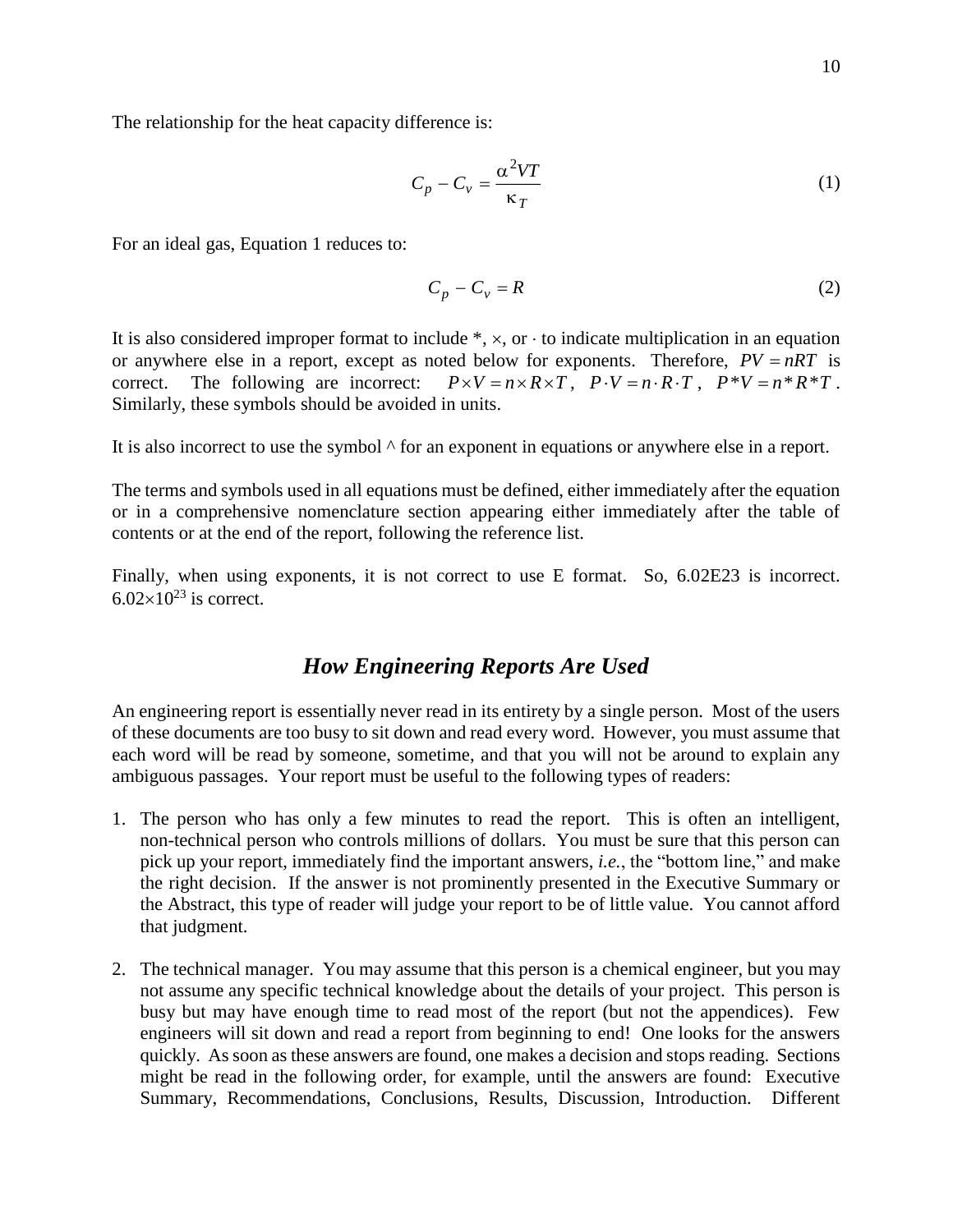The relationship for the heat capacity difference is:

$$C_p - C_v = \frac{\alpha^2 VT}{\kappa_T} \tag{1}$$

For an ideal gas, Equation 1 reduces to:

$$C_p - C_v = R \tag{2}$$

It is also considered improper format to include *, ×, or · to indicate multiplication in an equation or anywhere else in a report, except as noted below for exponents. Therefore, $PV = nRT$ is correct. The following are incorrect: $P \times V = n \times R \times T$, $P \cdot V = n \cdot R \cdot T$, $P * V = n * R * T$. Similarly, these symbols should be avoided in units.

It is also incorrect to use the symbol ^ for an exponent in equations or anywhere else in a report.

The terms and symbols used in all equations must be defined, either immediately after the equation or in a comprehensive nomenclature section appearing either immediately after the table of contents or at the end of the report, following the reference list.

Finally, when using exponents, it is not correct to use E format. So, 6.02E23 is incorrect. $6.02 \times 10^{23}$ is correct.

## *How Engineering Reports Are Used*

An engineering report is essentially never read in its entirety by a single person. Most of the users of these documents are too busy to sit down and read every word. However, you must assume that each word will be read by someone, sometime, and that you will not be around to explain any ambiguous passages. Your report must be useful to the following types of readers:

1. The person who has only a few minutes to read the report. This is often an intelligent, non-technical person who controls millions of dollars. You must be sure that this person can pick up your report, immediately find the important answers, *i.e.*, the "bottom line," and make the right decision. If the answer is not prominently presented in the Executive Summary or the Abstract, this type of reader will judge your report to be of little value. You cannot afford that judgment.

2. The technical manager. You may assume that this person is a chemical engineer, but you may not assume any specific technical knowledge about the details of your project. This person is busy but may have enough time to read most of the report (but not the appendices). Few engineers will sit down and read a report from beginning to end! One looks for the answers quickly. As soon as these answers are found, one makes a decision and stops reading. Sections might be read in the following order, for example, until the answers are found: Executive Summary, Recommendations, Conclusions, Results, Discussion, Introduction. Different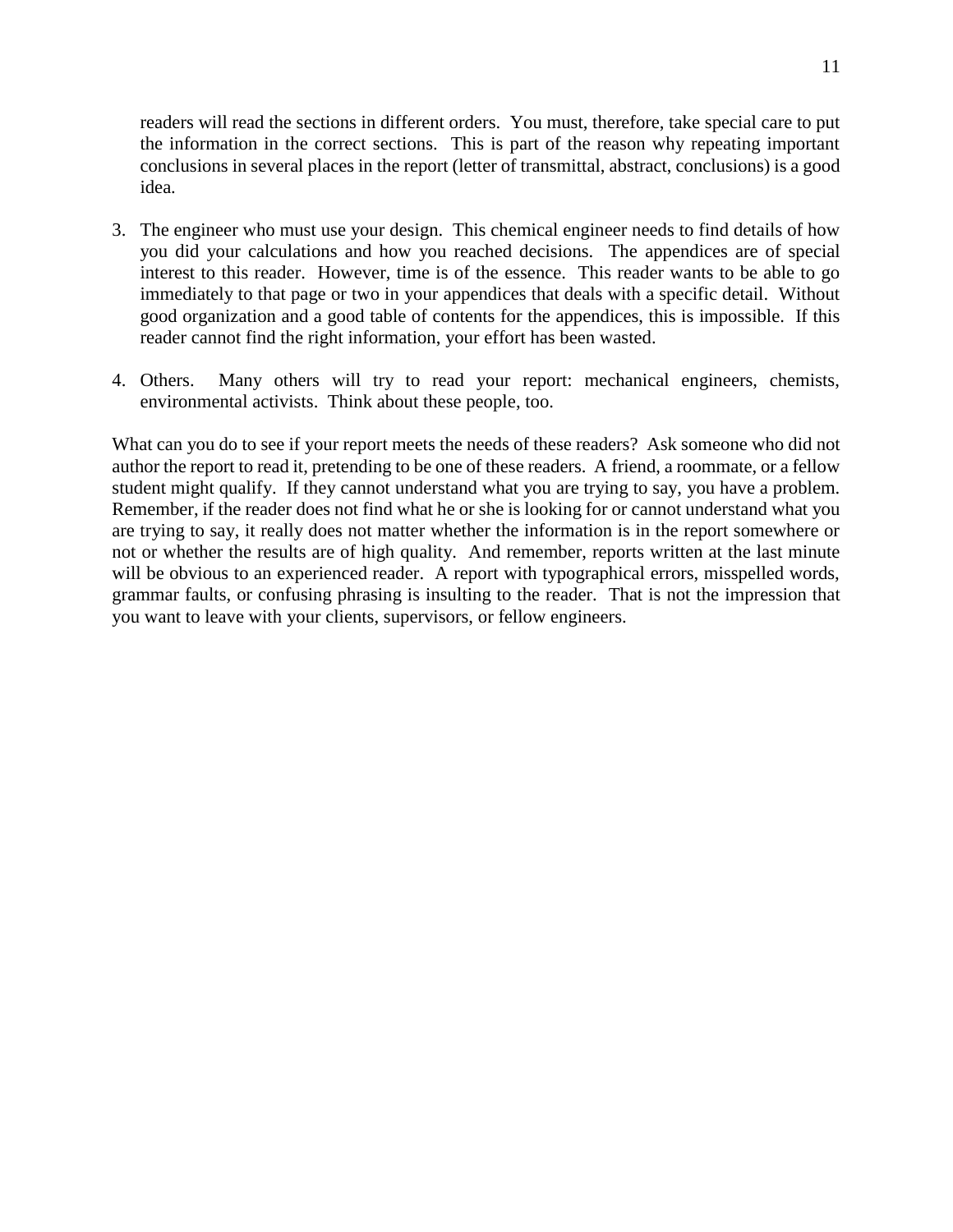readers will read the sections in different orders. You must, therefore, take special care to put the information in the correct sections. This is part of the reason why repeating important conclusions in several places in the report (letter of transmittal, abstract, conclusions) is a good idea.

3. The engineer who must use your design. This chemical engineer needs to find details of how you did your calculations and how you reached decisions. The appendices are of special interest to this reader. However, time is of the essence. This reader wants to be able to go immediately to that page or two in your appendices that deals with a specific detail. Without good organization and a good table of contents for the appendices, this is impossible. If this reader cannot find the right information, your effort has been wasted.

4. Others. Many others will try to read your report: mechanical engineers, chemists, environmental activists. Think about these people, too.

What can you do to see if your report meets the needs of these readers? Ask someone who did not author the report to read it, pretending to be one of these readers. A friend, a roommate, or a fellow student might qualify. If they cannot understand what you are trying to say, you have a problem. Remember, if the reader does not find what he or she is looking for or cannot understand what you are trying to say, it really does not matter whether the information is in the report somewhere or not or whether the results are of high quality. And remember, reports written at the last minute will be obvious to an experienced reader. A report with typographical errors, misspelled words, grammar faults, or confusing phrasing is insulting to the reader. That is not the impression that you want to leave with your clients, supervisors, or fellow engineers.